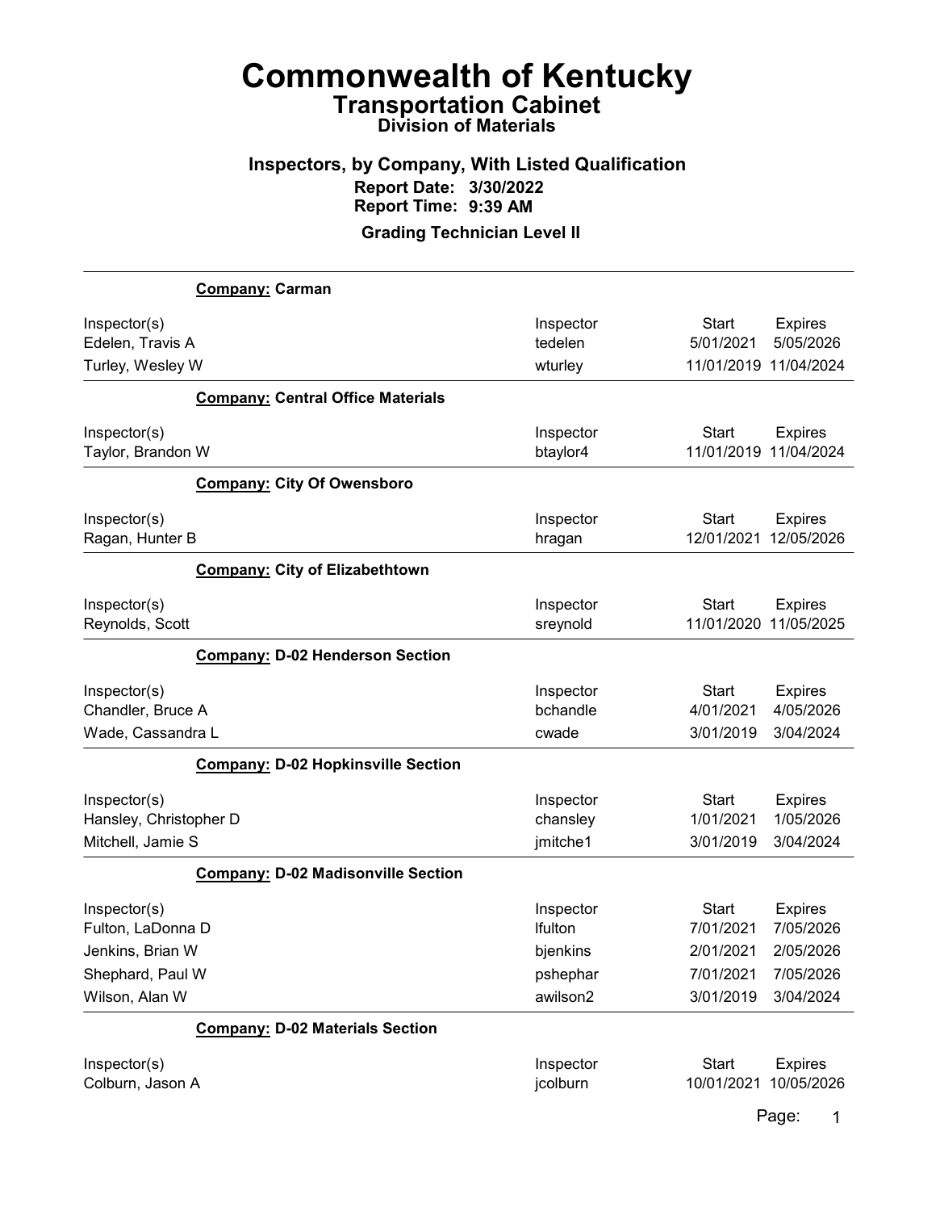# Commonwealth of Kentucky

## Transportation Cabinet

### Division of Materials

### Inspectors, by Company, With Listed Qualification

**Report Date: 3/30/2022**
**Report Time: 9:39 AM**

**Grading Technician Level II**

---

**Company: Carman**

| Inspector(s) | Inspector | Start | Expires |
|---|---|---|---|
| Edelen, Travis A | tedelen | 5/01/2021 | 5/05/2026 |
| Turley, Wesley W | wturley | 11/01/2019 | 11/04/2024 |

**Company: Central Office Materials**

| Inspector(s) | Inspector | Start | Expires |
|---|---|---|---|
| Taylor, Brandon W | btaylor4 | 11/01/2019 | 11/04/2024 |

**Company: City Of Owensboro**

| Inspector(s) | Inspector | Start | Expires |
|---|---|---|---|
| Ragan, Hunter B | hragan | 12/01/2021 | 12/05/2026 |

**Company: City of Elizabethtown**

| Inspector(s) | Inspector | Start | Expires |
|---|---|---|---|
| Reynolds, Scott | sreynold | 11/01/2020 | 11/05/2025 |

**Company: D-02 Henderson Section**

| Inspector(s) | Inspector | Start | Expires |
|---|---|---|---|
| Chandler, Bruce A | bchandle | 4/01/2021 | 4/05/2026 |
| Wade, Cassandra L | cwade | 3/01/2019 | 3/04/2024 |

**Company: D-02 Hopkinsville Section**

| Inspector(s) | Inspector | Start | Expires |
|---|---|---|---|
| Hansley, Christopher D | chansley | 1/01/2021 | 1/05/2026 |
| Mitchell, Jamie S | jmitche1 | 3/01/2019 | 3/04/2024 |

**Company: D-02 Madisonville Section**

| Inspector(s) | Inspector | Start | Expires |
|---|---|---|---|
| Fulton, LaDonna D | lfulton | 7/01/2021 | 7/05/2026 |
| Jenkins, Brian W | bjenkins | 2/01/2021 | 2/05/2026 |
| Shephard, Paul W | pshephar | 7/01/2021 | 7/05/2026 |
| Wilson, Alan W | awilson2 | 3/01/2019 | 3/04/2024 |

**Company: D-02 Materials Section**

| Inspector(s) | Inspector | Start | Expires |
|---|---|---|---|
| Colburn, Jason A | jcolburn | 10/01/2021 | 10/05/2026 |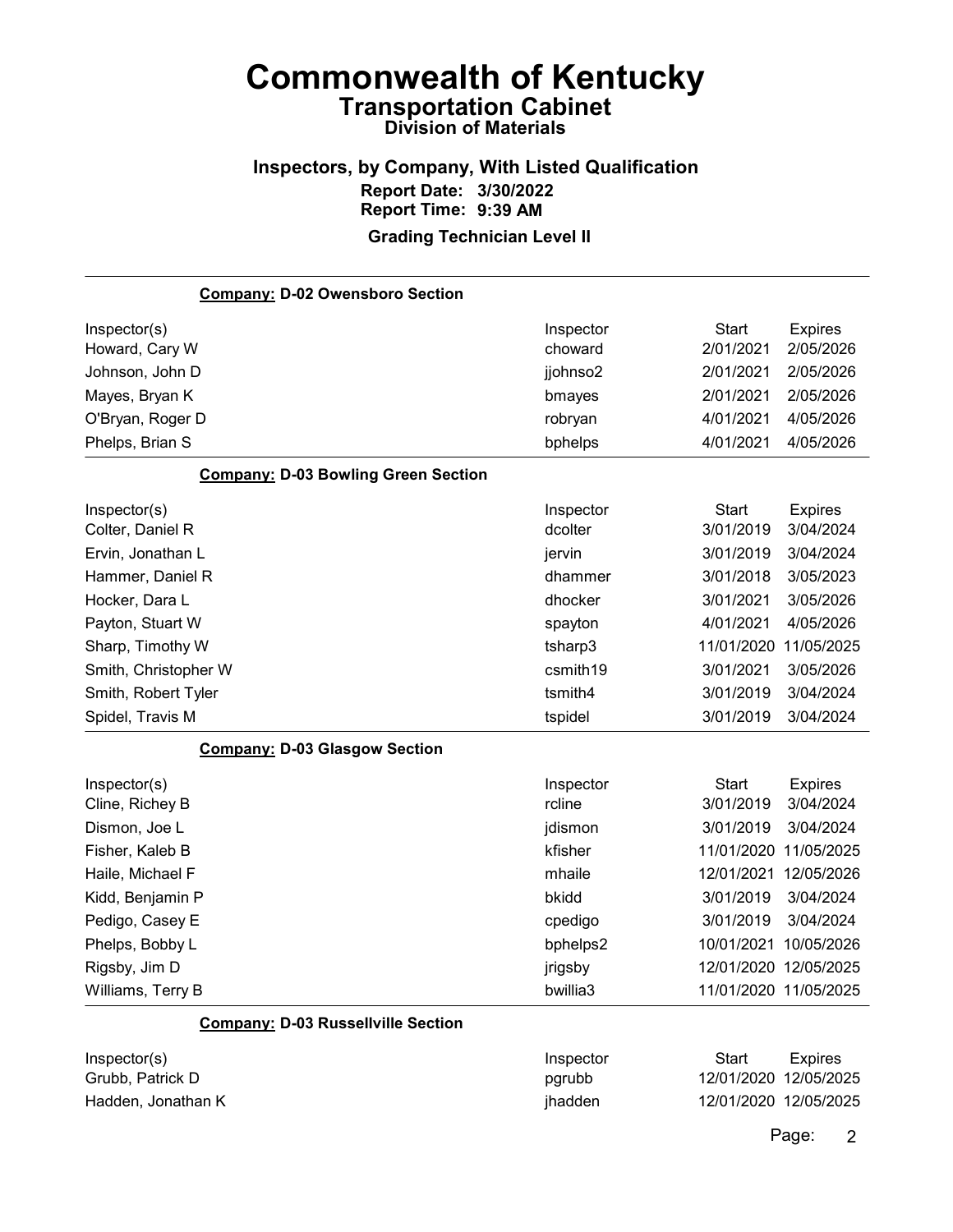# Commonwealth of Kentucky
## Transportation Cabinet
### Division of Materials

### Inspectors, by Company, With Listed Qualification
**Report Date: 3/30/2022**
**Report Time: 9:39 AM**

**Grading Technician Level II**

---

**Company: D-02 Owensboro Section**

| Inspector(s) | Inspector | Start | Expires |
|---|---|---|---|
| Howard, Cary W | choward | 2/01/2021 | 2/05/2026 |
| Johnson, John D | jjohnso2 | 2/01/2021 | 2/05/2026 |
| Mayes, Bryan K | bmayes | 2/01/2021 | 2/05/2026 |
| O'Bryan, Roger D | robryan | 4/01/2021 | 4/05/2026 |
| Phelps, Brian S | bphelps | 4/01/2021 | 4/05/2026 |

**Company: D-03 Bowling Green Section**

| Inspector(s) | Inspector | Start | Expires |
|---|---|---|---|
| Colter, Daniel R | dcolter | 3/01/2019 | 3/04/2024 |
| Ervin, Jonathan L | jervin | 3/01/2019 | 3/04/2024 |
| Hammer, Daniel R | dhammer | 3/01/2018 | 3/05/2023 |
| Hocker, Dara L | dhocker | 3/01/2021 | 3/05/2026 |
| Payton, Stuart W | spayton | 4/01/2021 | 4/05/2026 |
| Sharp, Timothy W | tsharp3 | 11/01/2020 | 11/05/2025 |
| Smith, Christopher W | csmith19 | 3/01/2021 | 3/05/2026 |
| Smith, Robert Tyler | tsmith4 | 3/01/2019 | 3/04/2024 |
| Spidel, Travis M | tspidel | 3/01/2019 | 3/04/2024 |

**Company: D-03 Glasgow Section**

| Inspector(s) | Inspector | Start | Expires |
|---|---|---|---|
| Cline, Richey B | rcline | 3/01/2019 | 3/04/2024 |
| Dismon, Joe L | jdismon | 3/01/2019 | 3/04/2024 |
| Fisher, Kaleb B | kfisher | 11/01/2020 | 11/05/2025 |
| Haile, Michael F | mhaile | 12/01/2021 | 12/05/2026 |
| Kidd, Benjamin P | bkidd | 3/01/2019 | 3/04/2024 |
| Pedigo, Casey E | cpedigo | 3/01/2019 | 3/04/2024 |
| Phelps, Bobby L | bphelps2 | 10/01/2021 | 10/05/2026 |
| Rigsby, Jim D | jrigsby | 12/01/2020 | 12/05/2025 |
| Williams, Terry B | bwillia3 | 11/01/2020 | 11/05/2025 |

**Company: D-03 Russellville Section**

| Inspector(s) | Inspector | Start | Expires |
|---|---|---|---|
| Grubb, Patrick D | pgrubb | 12/01/2020 | 12/05/2025 |
| Hadden, Jonathan K | jhadden | 12/01/2020 | 12/05/2025 |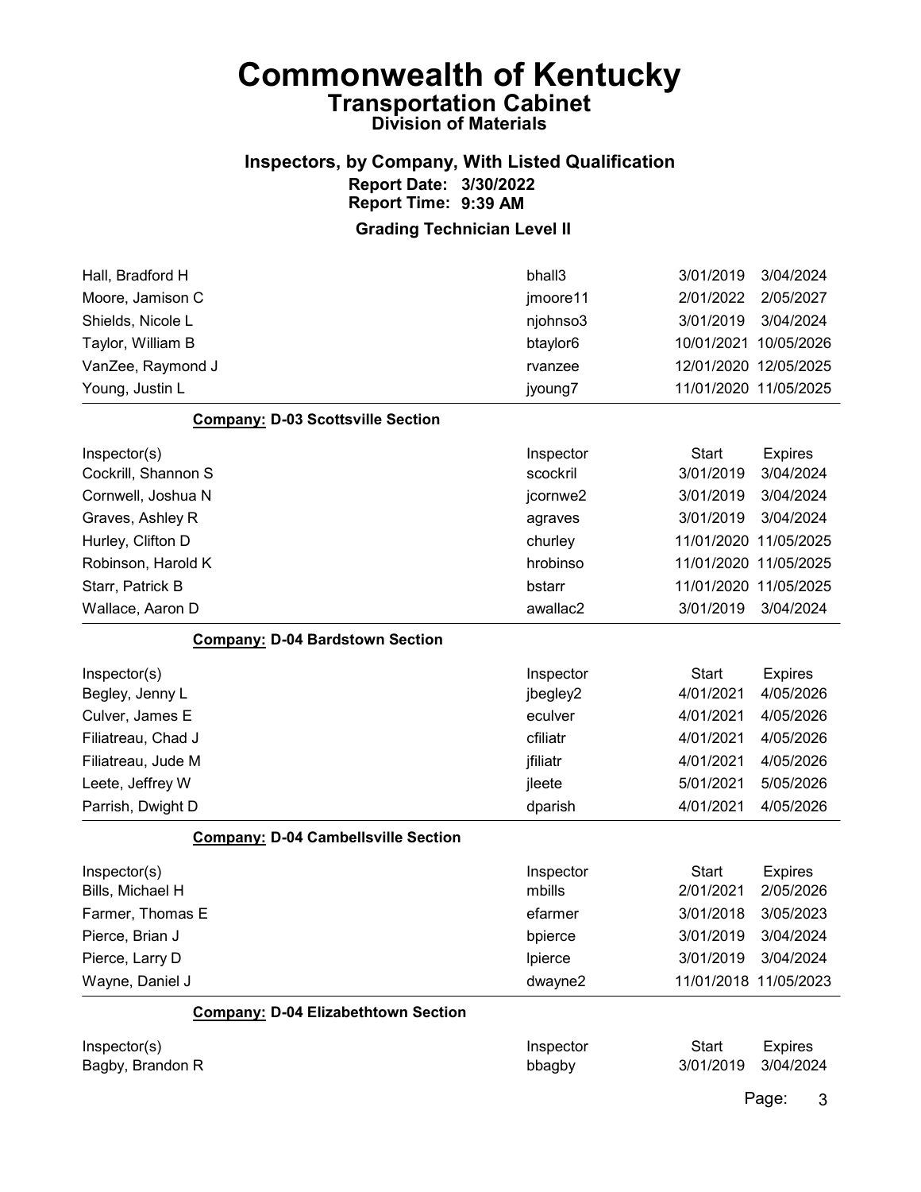# Commonwealth of Kentucky

## Transportation Cabinet

### Division of Materials

### Inspectors, by Company, With Listed Qualification

**Report Date: 3/30/2022**

**Report Time: 9:39 AM**

**Grading Technician Level II**

| Inspector(s) | Inspector | Start | Expires |
|---|---|---|---|
| Hall, Bradford H | bhall3 | 3/01/2019 | 3/04/2024 |
| Moore, Jamison C | jmoore11 | 2/01/2022 | 2/05/2027 |
| Shields, Nicole L | njohnso3 | 3/01/2019 | 3/04/2024 |
| Taylor, William B | btaylor6 | 10/01/2021 | 10/05/2026 |
| VanZee, Raymond J | rvanzee | 12/01/2020 | 12/05/2025 |
| Young, Justin L | jyoung7 | 11/01/2020 | 11/05/2025 |

**Company: D-03 Scottsville Section**

| Inspector(s) | Inspector | Start | Expires |
|---|---|---|---|
| Cockrill, Shannon S | scockril | 3/01/2019 | 3/04/2024 |
| Cornwell, Joshua N | jcornwe2 | 3/01/2019 | 3/04/2024 |
| Graves, Ashley R | agraves | 3/01/2019 | 3/04/2024 |
| Hurley, Clifton D | churley | 11/01/2020 | 11/05/2025 |
| Robinson, Harold K | hrobinso | 11/01/2020 | 11/05/2025 |
| Starr, Patrick B | bstarr | 11/01/2020 | 11/05/2025 |
| Wallace, Aaron D | awallac2 | 3/01/2019 | 3/04/2024 |

**Company: D-04 Bardstown Section**

| Inspector(s) | Inspector | Start | Expires |
|---|---|---|---|
| Begley, Jenny L | jbegley2 | 4/01/2021 | 4/05/2026 |
| Culver, James E | eculver | 4/01/2021 | 4/05/2026 |
| Filiatreau, Chad J | cfiliatr | 4/01/2021 | 4/05/2026 |
| Filiatreau, Jude M | jfiliatr | 4/01/2021 | 4/05/2026 |
| Leete, Jeffrey W | jleete | 5/01/2021 | 5/05/2026 |
| Parrish, Dwight D | dparish | 4/01/2021 | 4/05/2026 |

**Company: D-04 Cambellsville Section**

| Inspector(s) | Inspector | Start | Expires |
|---|---|---|---|
| Bills, Michael H | mbills | 2/01/2021 | 2/05/2026 |
| Farmer, Thomas E | efarmer | 3/01/2018 | 3/05/2023 |
| Pierce, Brian J | bpierce | 3/01/2019 | 3/04/2024 |
| Pierce, Larry D | lpierce | 3/01/2019 | 3/04/2024 |
| Wayne, Daniel J | dwayne2 | 11/01/2018 | 11/05/2023 |

**Company: D-04 Elizabethtown Section**

| Inspector(s) | Inspector | Start | Expires |
|---|---|---|---|
| Bagby, Brandon R | bbagby | 3/01/2019 | 3/04/2024 |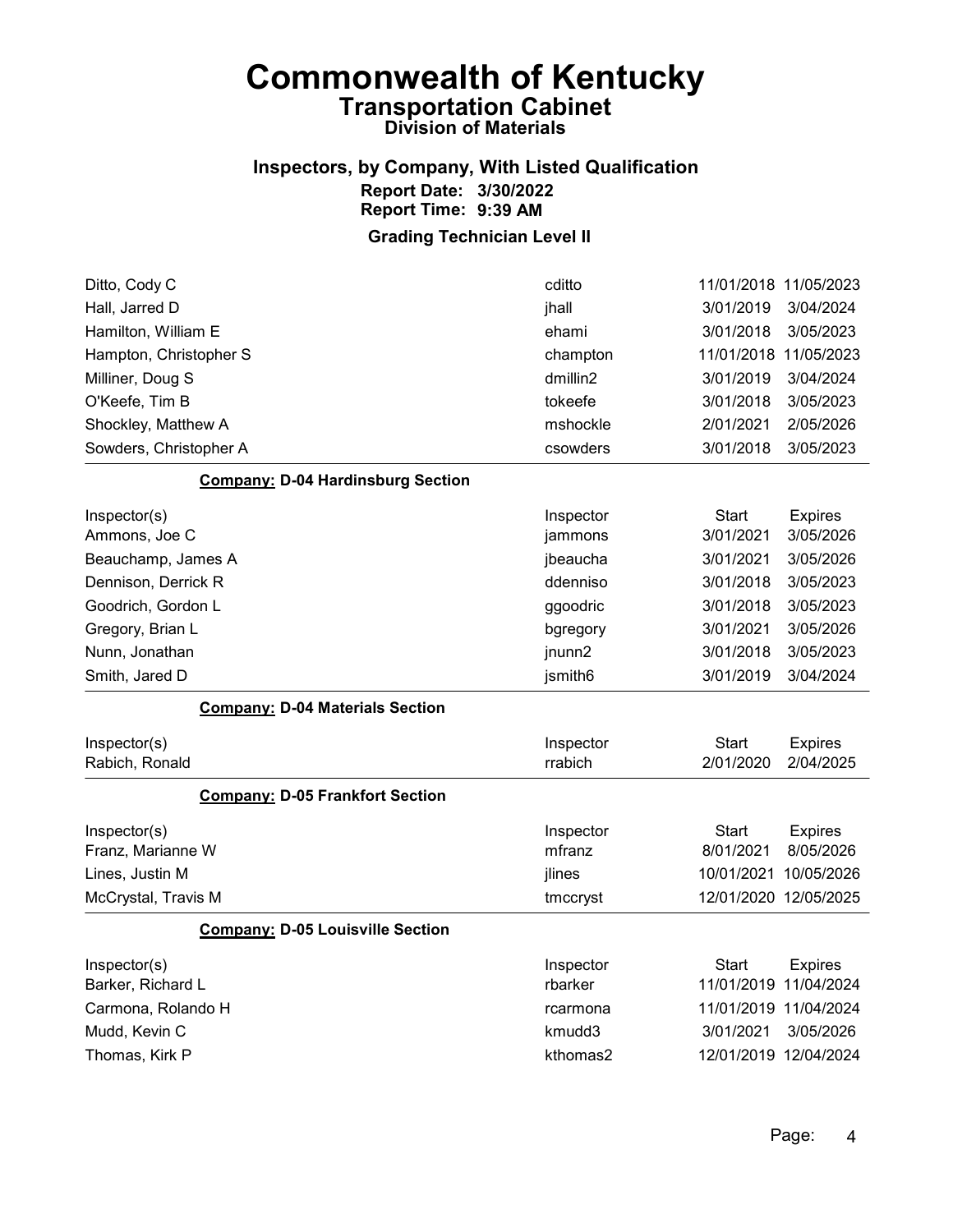# Commonwealth of Kentucky
## Transportation Cabinet
### Division of Materials

### Inspectors, by Company, With Listed Qualification
**Report Date: 3/30/2022**
**Report Time: 9:39 AM**

### Grading Technician Level II

| Inspector(s) | Inspector | Start | Expires |
|---|---|---|---|
| Ditto, Cody C | cditto | 11/01/2018 | 11/05/2023 |
| Hall, Jarred D | jhall | 3/01/2019 | 3/04/2024 |
| Hamilton, William E | ehami | 3/01/2018 | 3/05/2023 |
| Hampton, Christopher S | champton | 11/01/2018 | 11/05/2023 |
| Milliner, Doug S | dmillin2 | 3/01/2019 | 3/04/2024 |
| O'Keefe, Tim B | tokeefe | 3/01/2018 | 3/05/2023 |
| Shockley, Matthew A | mshockle | 2/01/2021 | 2/05/2026 |
| Sowders, Christopher A | csowders | 3/01/2018 | 3/05/2023 |

**Company: D-04 Hardinsburg Section**

| Inspector(s) | Inspector | Start | Expires |
|---|---|---|---|
| Ammons, Joe C | jammons | 3/01/2021 | 3/05/2026 |
| Beauchamp, James A | jbeaucha | 3/01/2021 | 3/05/2026 |
| Dennison, Derrick R | ddenniso | 3/01/2018 | 3/05/2023 |
| Goodrich, Gordon L | ggoodric | 3/01/2018 | 3/05/2023 |
| Gregory, Brian L | bgregory | 3/01/2021 | 3/05/2026 |
| Nunn, Jonathan | jnunn2 | 3/01/2018 | 3/05/2023 |
| Smith, Jared D | jsmith6 | 3/01/2019 | 3/04/2024 |

**Company: D-04 Materials Section**

| Inspector(s) | Inspector | Start | Expires |
|---|---|---|---|
| Rabich, Ronald | rrabich | 2/01/2020 | 2/04/2025 |

**Company: D-05 Frankfort Section**

| Inspector(s) | Inspector | Start | Expires |
|---|---|---|---|
| Franz, Marianne W | mfranz | 8/01/2021 | 8/05/2026 |
| Lines, Justin M | jlines | 10/01/2021 | 10/05/2026 |
| McCrystal, Travis M | tmccryst | 12/01/2020 | 12/05/2025 |

**Company: D-05 Louisville Section**

| Inspector(s) | Inspector | Start | Expires |
|---|---|---|---|
| Barker, Richard L | rbarker | 11/01/2019 | 11/04/2024 |
| Carmona, Rolando H | rcarmona | 11/01/2019 | 11/04/2024 |
| Mudd, Kevin C | kmudd3 | 3/01/2021 | 3/05/2026 |
| Thomas, Kirk P | kthomas2 | 12/01/2019 | 12/04/2024 |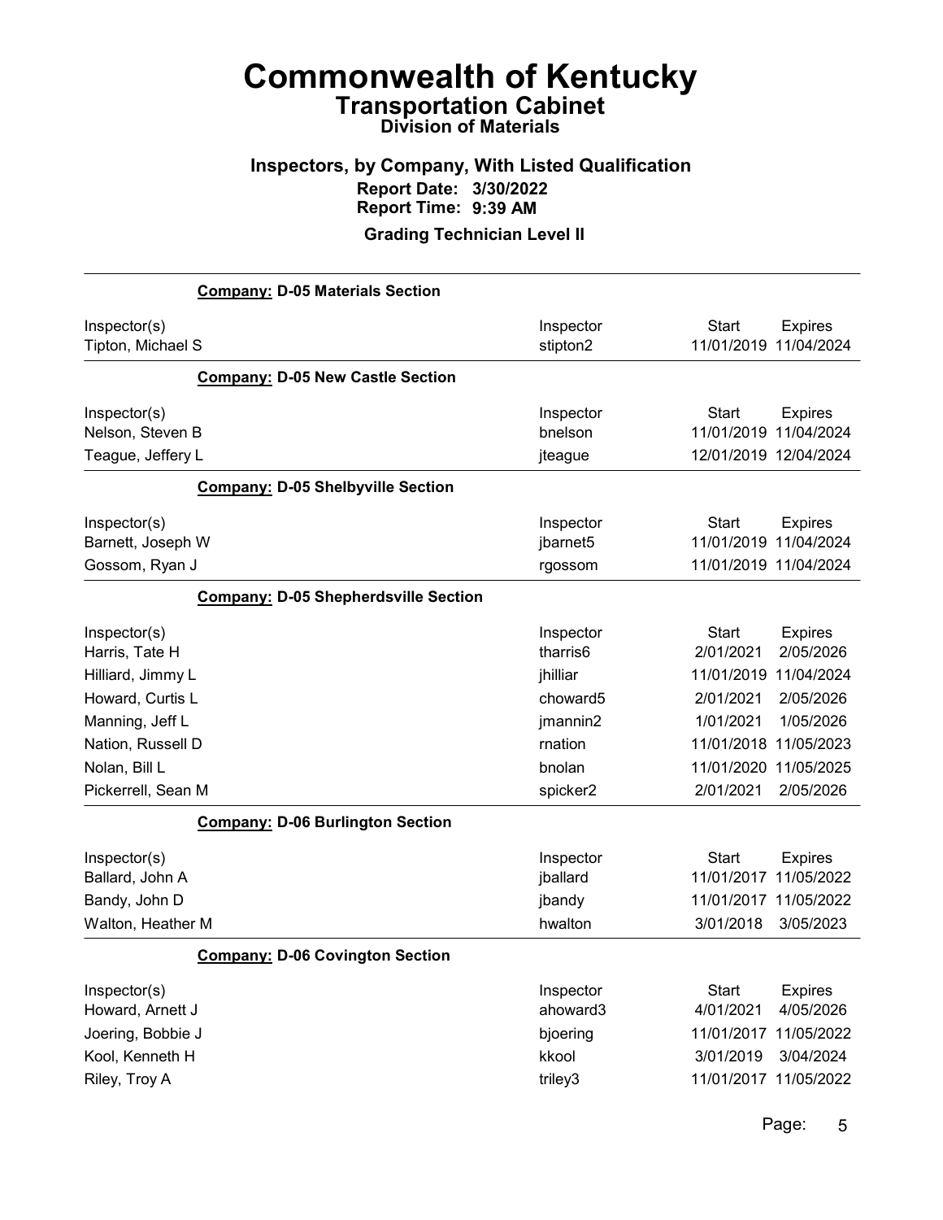# Commonwealth of Kentucky

## Transportation Cabinet

### Division of Materials

### Inspectors, by Company, With Listed Qualification

**Report Date: 3/30/2022**

**Report Time: 9:39 AM**

**Grading Technician Level II**

**Company: D-05 Materials Section**

| Inspector(s) | Inspector | Start | Expires |
|---|---|---|---|
| Tipton, Michael S | stipton2 | 11/01/2019 | 11/04/2024 |

**Company: D-05 New Castle Section**

| Inspector(s) | Inspector | Start | Expires |
|---|---|---|---|
| Nelson, Steven B | bnelson | 11/01/2019 | 11/04/2024 |
| Teague, Jeffery L | jteague | 12/01/2019 | 12/04/2024 |

**Company: D-05 Shelbyville Section**

| Inspector(s) | Inspector | Start | Expires |
|---|---|---|---|
| Barnett, Joseph W | jbarnet5 | 11/01/2019 | 11/04/2024 |
| Gossom, Ryan J | rgossom | 11/01/2019 | 11/04/2024 |

**Company: D-05 Shepherdsville Section**

| Inspector(s) | Inspector | Start | Expires |
|---|---|---|---|
| Harris, Tate H | tharris6 | 2/01/2021 | 2/05/2026 |
| Hilliard, Jimmy L | jhilliar | 11/01/2019 | 11/04/2024 |
| Howard, Curtis L | choward5 | 2/01/2021 | 2/05/2026 |
| Manning, Jeff L | jmannin2 | 1/01/2021 | 1/05/2026 |
| Nation, Russell D | rnation | 11/01/2018 | 11/05/2023 |
| Nolan, Bill L | bnolan | 11/01/2020 | 11/05/2025 |
| Pickerrell, Sean M | spicker2 | 2/01/2021 | 2/05/2026 |

**Company: D-06 Burlington Section**

| Inspector(s) | Inspector | Start | Expires |
|---|---|---|---|
| Ballard, John A | jballard | 11/01/2017 | 11/05/2022 |
| Bandy, John D | jbandy | 11/01/2017 | 11/05/2022 |
| Walton, Heather M | hwalton | 3/01/2018 | 3/05/2023 |

**Company: D-06 Covington Section**

| Inspector(s) | Inspector | Start | Expires |
|---|---|---|---|
| Howard, Arnett J | ahoward3 | 4/01/2021 | 4/05/2026 |
| Joering, Bobbie J | bjoering | 11/01/2017 | 11/05/2022 |
| Kool, Kenneth H | kkool | 3/01/2019 | 3/04/2024 |
| Riley, Troy A | triley3 | 11/01/2017 | 11/05/2022 |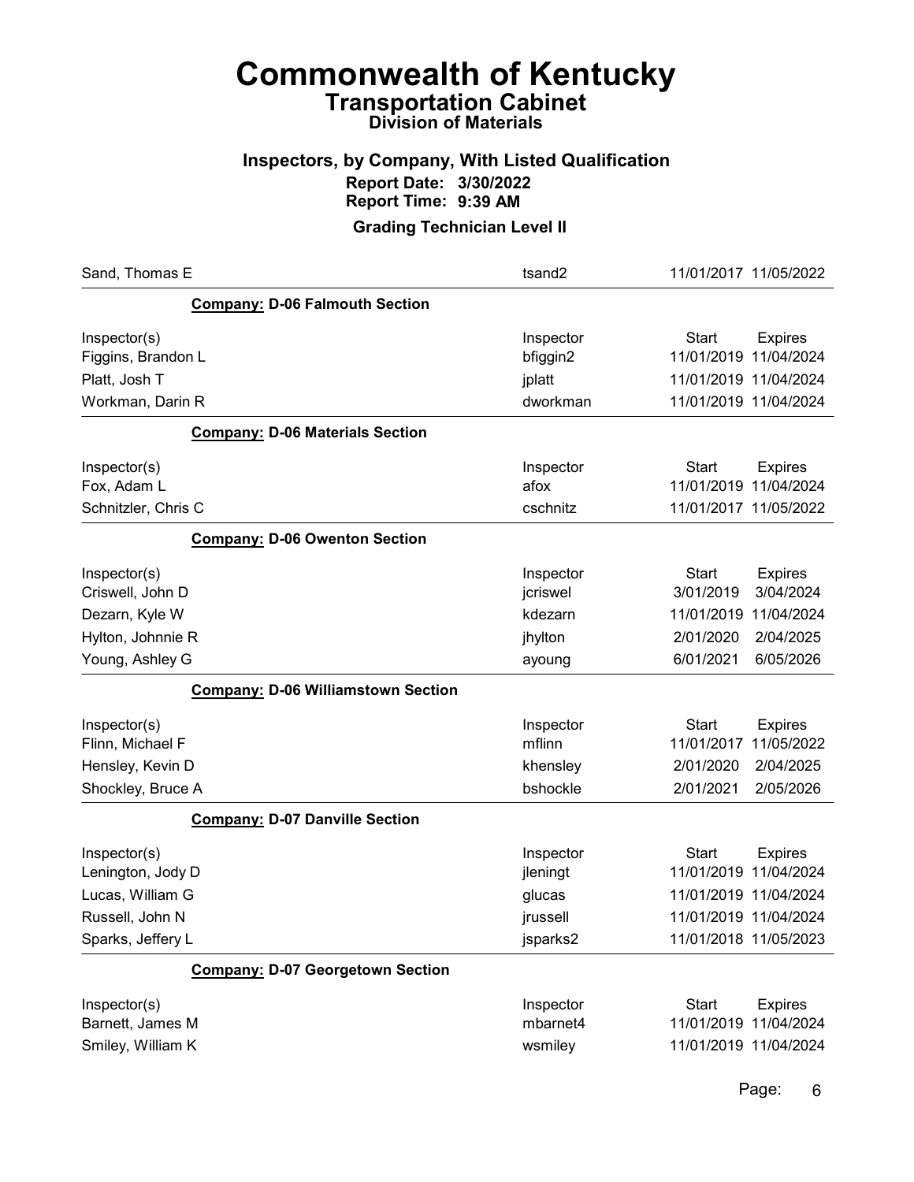# Commonwealth of Kentucky
## Transportation Cabinet
### Division of Materials

### Inspectors, by Company, With Listed Qualification
**Report Date: 3/30/2022**
**Report Time: 9:39 AM**

### Grading Technician Level II

| | | | |
|---|---|---|---|
| Sand, Thomas E | tsand2 | 11/01/2017 | 11/05/2022 |

**Company: D-06 Falmouth Section**

| Inspector(s) | Inspector | Start | Expires |
|---|---|---|---|
| Figgins, Brandon L | bfiggin2 | 11/01/2019 | 11/04/2024 |
| Platt, Josh T | jplatt | 11/01/2019 | 11/04/2024 |
| Workman, Darin R | dworkman | 11/01/2019 | 11/04/2024 |

**Company: D-06 Materials Section**

| Inspector(s) | Inspector | Start | Expires |
|---|---|---|---|
| Fox, Adam L | afox | 11/01/2019 | 11/04/2024 |
| Schnitzler, Chris C | cschnitz | 11/01/2017 | 11/05/2022 |

**Company: D-06 Owenton Section**

| Inspector(s) | Inspector | Start | Expires |
|---|---|---|---|
| Criswell, John D | jcriswel | 3/01/2019 | 3/04/2024 |
| Dezarn, Kyle W | kdezarn | 11/01/2019 | 11/04/2024 |
| Hylton, Johnnie R | jhylton | 2/01/2020 | 2/04/2025 |
| Young, Ashley G | ayoung | 6/01/2021 | 6/05/2026 |

**Company: D-06 Williamstown Section**

| Inspector(s) | Inspector | Start | Expires |
|---|---|---|---|
| Flinn, Michael F | mflinn | 11/01/2017 | 11/05/2022 |
| Hensley, Kevin D | khensley | 2/01/2020 | 2/04/2025 |
| Shockley, Bruce A | bshockle | 2/01/2021 | 2/05/2026 |

**Company: D-07 Danville Section**

| Inspector(s) | Inspector | Start | Expires |
|---|---|---|---|
| Lenington, Jody D | jleningt | 11/01/2019 | 11/04/2024 |
| Lucas, William G | glucas | 11/01/2019 | 11/04/2024 |
| Russell, John N | jrussell | 11/01/2019 | 11/04/2024 |
| Sparks, Jeffery L | jsparks2 | 11/01/2018 | 11/05/2023 |

**Company: D-07 Georgetown Section**

| Inspector(s) | Inspector | Start | Expires |
|---|---|---|---|
| Barnett, James M | mbarnet4 | 11/01/2019 | 11/04/2024 |
| Smiley, William K | wsmiley | 11/01/2019 | 11/04/2024 |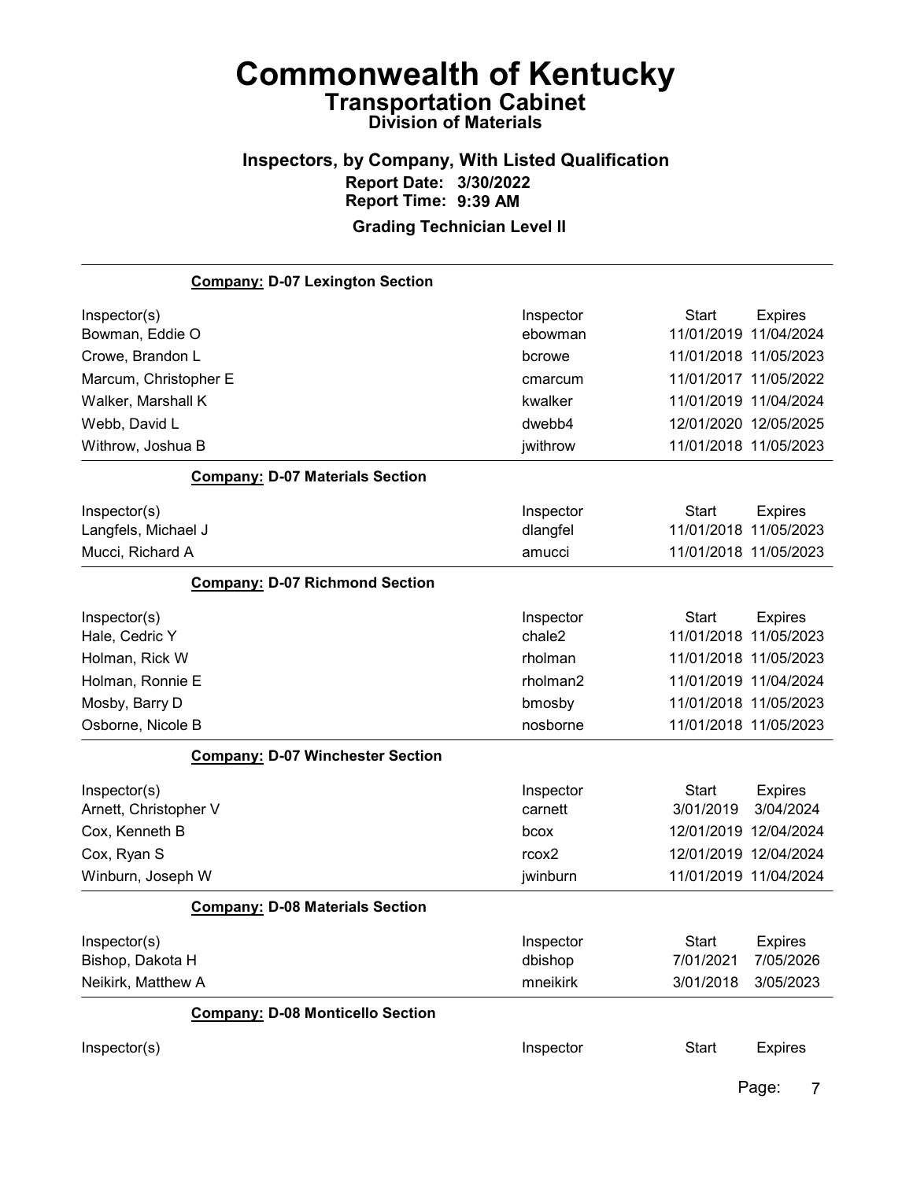# Commonwealth of Kentucky
## Transportation Cabinet
### Division of Materials

**Inspectors, by Company, With Listed Qualification**
**Report Date: 3/30/2022**
**Report Time: 9:39 AM**

**Grading Technician Level II**

**Company: D-07 Lexington Section**

| Inspector(s) | Inspector | Start | Expires |
|---|---|---|---|
| Bowman, Eddie O | ebowman | 11/01/2019 | 11/04/2024 |
| Crowe, Brandon L | bcrowe | 11/01/2018 | 11/05/2023 |
| Marcum, Christopher E | cmarcum | 11/01/2017 | 11/05/2022 |
| Walker, Marshall K | kwalker | 11/01/2019 | 11/04/2024 |
| Webb, David L | dwebb4 | 12/01/2020 | 12/05/2025 |
| Withrow, Joshua B | jwithrow | 11/01/2018 | 11/05/2023 |

**Company: D-07 Materials Section**

| Inspector(s) | Inspector | Start | Expires |
|---|---|---|---|
| Langfels, Michael J | dlangfel | 11/01/2018 | 11/05/2023 |
| Mucci, Richard A | amucci | 11/01/2018 | 11/05/2023 |

**Company: D-07 Richmond Section**

| Inspector(s) | Inspector | Start | Expires |
|---|---|---|---|
| Hale, Cedric Y | chale2 | 11/01/2018 | 11/05/2023 |
| Holman, Rick W | rholman | 11/01/2018 | 11/05/2023 |
| Holman, Ronnie E | rholman2 | 11/01/2019 | 11/04/2024 |
| Mosby, Barry D | bmosby | 11/01/2018 | 11/05/2023 |
| Osborne, Nicole B | nosborne | 11/01/2018 | 11/05/2023 |

**Company: D-07 Winchester Section**

| Inspector(s) | Inspector | Start | Expires |
|---|---|---|---|
| Arnett, Christopher V | carnett | 3/01/2019 | 3/04/2024 |
| Cox, Kenneth B | bcox | 12/01/2019 | 12/04/2024 |
| Cox, Ryan S | rcox2 | 12/01/2019 | 12/04/2024 |
| Winburn, Joseph W | jwinburn | 11/01/2019 | 11/04/2024 |

**Company: D-08 Materials Section**

| Inspector(s) | Inspector | Start | Expires |
|---|---|---|---|
| Bishop, Dakota H | dbishop | 7/01/2021 | 7/05/2026 |
| Neikirk, Matthew A | mneikirk | 3/01/2018 | 3/05/2023 |

**Company: D-08 Monticello Section**

| Inspector(s) | Inspector | Start | Expires |
|---|---|---|---|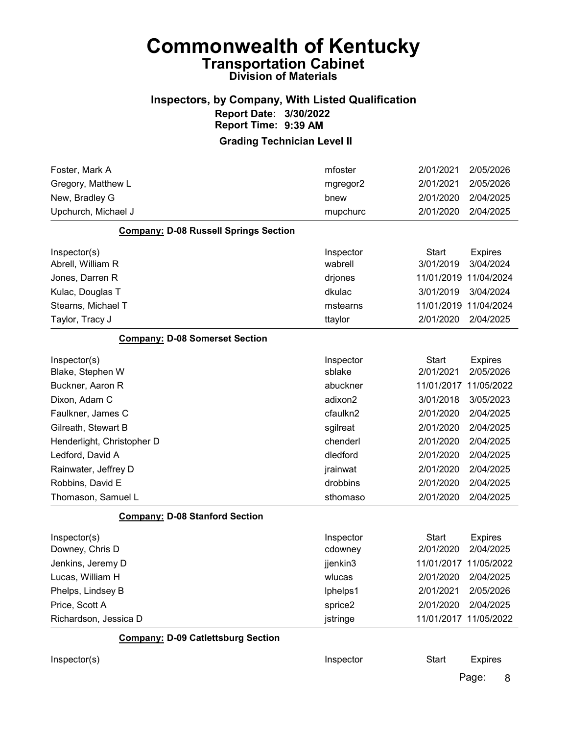# Commonwealth of Kentucky

## Transportation Cabinet

### Division of Materials

### Inspectors, by Company, With Listed Qualification

**Report Date: 3/30/2022**

**Report Time: 9:39 AM**

### Grading Technician Level II

| | | | |
|---|---|---|---|
| Foster, Mark A | mfoster | 2/01/2021 | 2/05/2026 |
| Gregory, Matthew L | mgregor2 | 2/01/2021 | 2/05/2026 |
| New, Bradley G | bnew | 2/01/2020 | 2/04/2025 |
| Upchurch, Michael J | mupchurc | 2/01/2020 | 2/04/2025 |

**Company:** D-08 Russell Springs Section

| Inspector(s) | Inspector | Start | Expires |
|---|---|---|---|
| Abrell, William R | wabrell | 3/01/2019 | 3/04/2024 |
| Jones, Darren R | drjones | 11/01/2019 | 11/04/2024 |
| Kulac, Douglas T | dkulac | 3/01/2019 | 3/04/2024 |
| Stearns, Michael T | mstearns | 11/01/2019 | 11/04/2024 |
| Taylor, Tracy J | ttaylor | 2/01/2020 | 2/04/2025 |

**Company:** D-08 Somerset Section

| Inspector(s) | Inspector | Start | Expires |
|---|---|---|---|
| Blake, Stephen W | sblake | 2/01/2021 | 2/05/2026 |
| Buckner, Aaron R | abuckner | 11/01/2017 | 11/05/2022 |
| Dixon, Adam C | adixon2 | 3/01/2018 | 3/05/2023 |
| Faulkner, James C | cfaulkn2 | 2/01/2020 | 2/04/2025 |
| Gilreath, Stewart B | sgilreat | 2/01/2020 | 2/04/2025 |
| Henderlight, Christopher D | chenderl | 2/01/2020 | 2/04/2025 |
| Ledford, David A | dledford | 2/01/2020 | 2/04/2025 |
| Rainwater, Jeffrey D | jrainwat | 2/01/2020 | 2/04/2025 |
| Robbins, David E | drobbins | 2/01/2020 | 2/04/2025 |
| Thomason, Samuel L | sthomaso | 2/01/2020 | 2/04/2025 |

**Company:** D-08 Stanford Section

| Inspector(s) | Inspector | Start | Expires |
|---|---|---|---|
| Downey, Chris D | cdowney | 2/01/2020 | 2/04/2025 |
| Jenkins, Jeremy D | jjenkin3 | 11/01/2017 | 11/05/2022 |
| Lucas, William H | wlucas | 2/01/2020 | 2/04/2025 |
| Phelps, Lindsey B | lphelps1 | 2/01/2021 | 2/05/2026 |
| Price, Scott A | sprice2 | 2/01/2020 | 2/04/2025 |
| Richardson, Jessica D | jstringe | 11/01/2017 | 11/05/2022 |

**Company:** D-09 Catlettsburg Section

| Inspector(s) | Inspector | Start | Expires |
|---|---|---|---|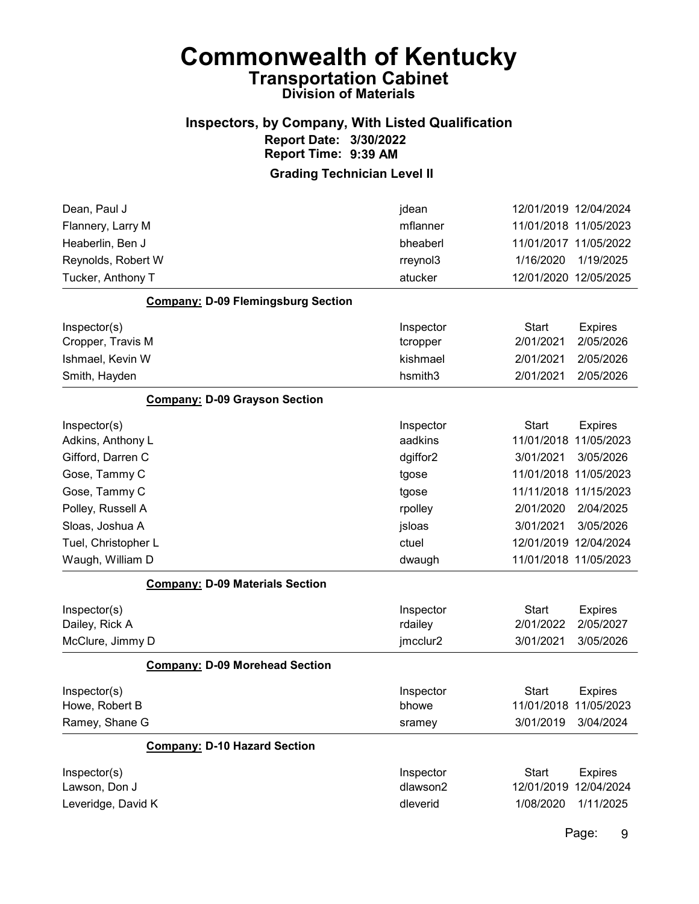# Commonwealth of Kentucky
## Transportation Cabinet
### Division of Materials

### Inspectors, by Company, With Listed Qualification
**Report Date: 3/30/2022**
**Report Time: 9:39 AM**

### Grading Technician Level II

| Inspector(s) | Inspector | Start | Expires |
|---|---|---|---|
| Dean, Paul J | jdean | 12/01/2019 | 12/04/2024 |
| Flannery, Larry M | mflanner | 11/01/2018 | 11/05/2023 |
| Heaberlin, Ben J | bheaberl | 11/01/2017 | 11/05/2022 |
| Reynolds, Robert W | rreynol3 | 1/16/2020 | 1/19/2025 |
| Tucker, Anthony T | atucker | 12/01/2020 | 12/05/2025 |

**Company: D-09 Flemingsburg Section**

| Inspector(s) | Inspector | Start | Expires |
|---|---|---|---|
| Cropper, Travis M | tcropper | 2/01/2021 | 2/05/2026 |
| Ishmael, Kevin W | kishmael | 2/01/2021 | 2/05/2026 |
| Smith, Hayden | hsmith3 | 2/01/2021 | 2/05/2026 |

**Company: D-09 Grayson Section**

| Inspector(s) | Inspector | Start | Expires |
|---|---|---|---|
| Adkins, Anthony L | aadkins | 11/01/2018 | 11/05/2023 |
| Gifford, Darren C | dgiffor2 | 3/01/2021 | 3/05/2026 |
| Gose, Tammy C | tgose | 11/01/2018 | 11/05/2023 |
| Gose, Tammy C | tgose | 11/11/2018 | 11/15/2023 |
| Polley, Russell A | rpolley | 2/01/2020 | 2/04/2025 |
| Sloas, Joshua A | jsloas | 3/01/2021 | 3/05/2026 |
| Tuel, Christopher L | ctuel | 12/01/2019 | 12/04/2024 |
| Waugh, William D | dwaugh | 11/01/2018 | 11/05/2023 |

**Company: D-09 Materials Section**

| Inspector(s) | Inspector | Start | Expires |
|---|---|---|---|
| Dailey, Rick A | rdailey | 2/01/2022 | 2/05/2027 |
| McClure, Jimmy D | jmcclur2 | 3/01/2021 | 3/05/2026 |

**Company: D-09 Morehead Section**

| Inspector(s) | Inspector | Start | Expires |
|---|---|---|---|
| Howe, Robert B | bhowe | 11/01/2018 | 11/05/2023 |
| Ramey, Shane G | sramey | 3/01/2019 | 3/04/2024 |

**Company: D-10 Hazard Section**

| Inspector(s) | Inspector | Start | Expires |
|---|---|---|---|
| Lawson, Don J | dlawson2 | 12/01/2019 | 12/04/2024 |
| Leveridge, David K | dleverid | 1/08/2020 | 1/11/2025 |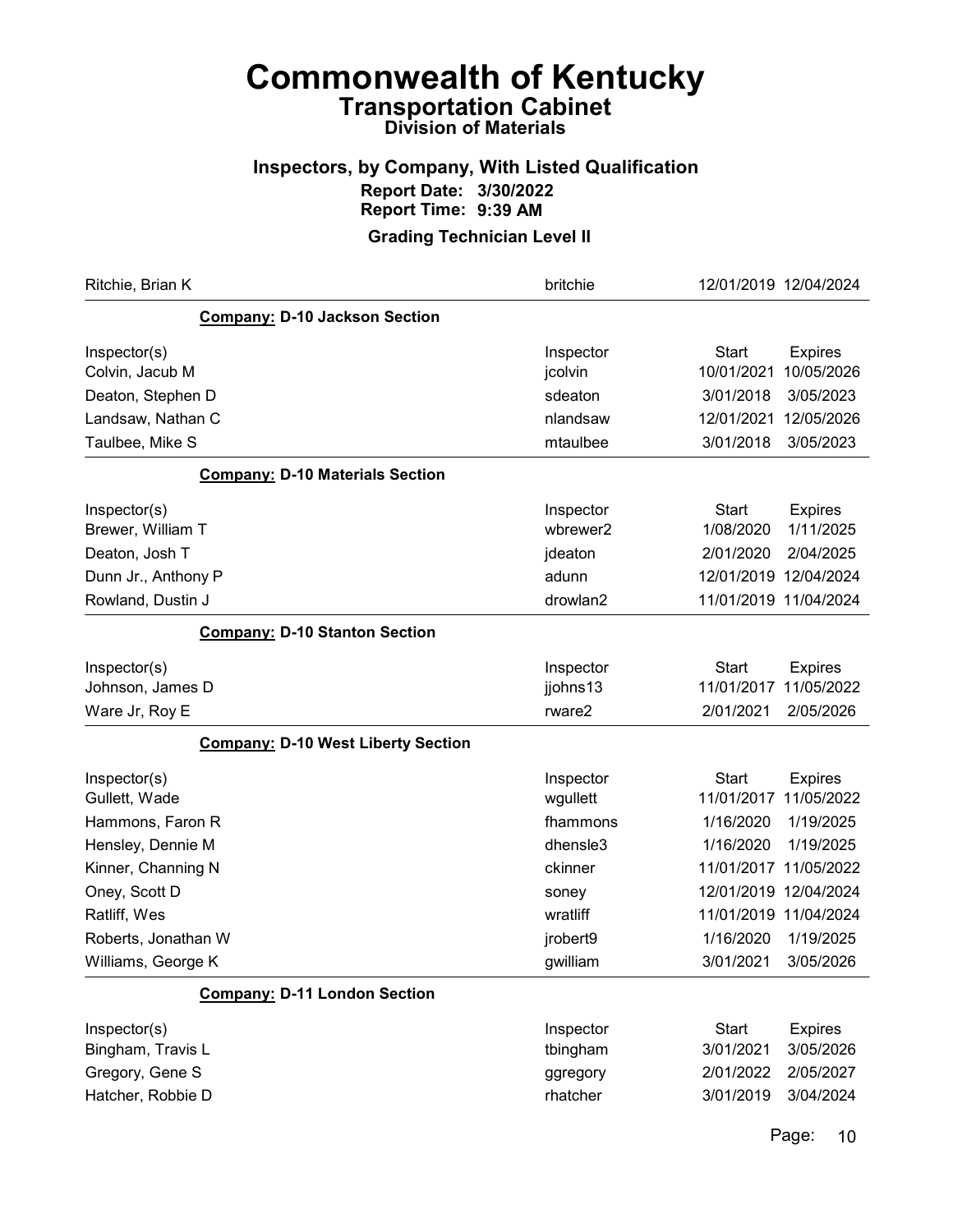# Commonwealth of Kentucky

## Transportation Cabinet

### Division of Materials

### Inspectors, by Company, With Listed Qualification

**Report Date: 3/30/2022**
**Report Time: 9:39 AM**

### Grading Technician Level II

| | | | |
|---|---|---|---|
| Ritchie, Brian K | britchie | 12/01/2019 | 12/04/2024 |

**Company: D-10 Jackson Section**

| Inspector(s) | Inspector | Start | Expires |
|---|---|---|---|
| Colvin, Jacub M | jcolvin | 10/01/2021 | 10/05/2026 |
| Deaton, Stephen D | sdeaton | 3/01/2018 | 3/05/2023 |
| Landsaw, Nathan C | nlandsaw | 12/01/2021 | 12/05/2026 |
| Taulbee, Mike S | mtaulbee | 3/01/2018 | 3/05/2023 |

**Company: D-10 Materials Section**

| Inspector(s) | Inspector | Start | Expires |
|---|---|---|---|
| Brewer, William T | wbrewer2 | 1/08/2020 | 1/11/2025 |
| Deaton, Josh T | jdeaton | 2/01/2020 | 2/04/2025 |
| Dunn Jr., Anthony P | adunn | 12/01/2019 | 12/04/2024 |
| Rowland, Dustin J | drowlan2 | 11/01/2019 | 11/04/2024 |

**Company: D-10 Stanton Section**

| Inspector(s) | Inspector | Start | Expires |
|---|---|---|---|
| Johnson, James D | jjohns13 | 11/01/2017 | 11/05/2022 |
| Ware Jr, Roy E | rware2 | 2/01/2021 | 2/05/2026 |

**Company: D-10 West Liberty Section**

| Inspector(s) | Inspector | Start | Expires |
|---|---|---|---|
| Gullett, Wade | wgullett | 11/01/2017 | 11/05/2022 |
| Hammons, Faron R | fhammons | 1/16/2020 | 1/19/2025 |
| Hensley, Dennie M | dhensle3 | 1/16/2020 | 1/19/2025 |
| Kinner, Channing N | ckinner | 11/01/2017 | 11/05/2022 |
| Oney, Scott D | soney | 12/01/2019 | 12/04/2024 |
| Ratliff, Wes | wratliff | 11/01/2019 | 11/04/2024 |
| Roberts, Jonathan W | jrobert9 | 1/16/2020 | 1/19/2025 |
| Williams, George K | gwilliam | 3/01/2021 | 3/05/2026 |

**Company: D-11 London Section**

| Inspector(s) | Inspector | Start | Expires |
|---|---|---|---|
| Bingham, Travis L | tbingham | 3/01/2021 | 3/05/2026 |
| Gregory, Gene S | ggregory | 2/01/2022 | 2/05/2027 |
| Hatcher, Robbie D | rhatcher | 3/01/2019 | 3/04/2024 |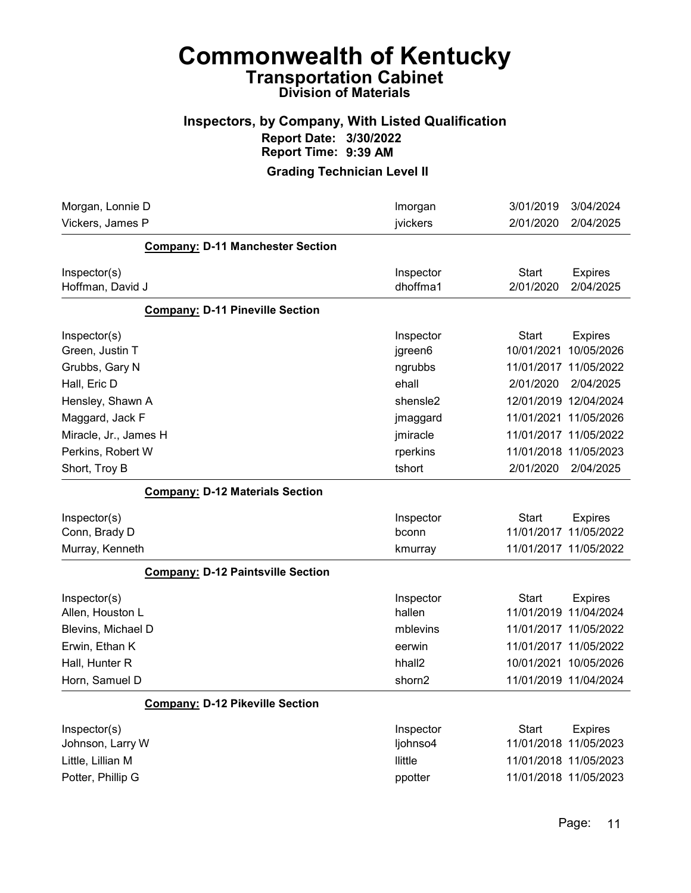# Commonwealth of Kentucky

## Transportation Cabinet

### Division of Materials

### Inspectors, by Company, With Listed Qualification

**Report Date: 3/30/2022**

**Report Time: 9:39 AM**

### Grading Technician Level II

| Inspector(s) | Inspector | Start | Expires |
|---|---|---|---|
| Morgan, Lonnie D | lmorgan | 3/01/2019 | 3/04/2024 |
| Vickers, James P | jvickers | 2/01/2020 | 2/04/2025 |

**Company: D-11 Manchester Section**

| Inspector(s) | Inspector | Start | Expires |
|---|---|---|---|
| Hoffman, David J | dhoffma1 | 2/01/2020 | 2/04/2025 |

**Company: D-11 Pineville Section**

| Inspector(s) | Inspector | Start | Expires |
|---|---|---|---|
| Green, Justin T | jgreen6 | 10/01/2021 | 10/05/2026 |
| Grubbs, Gary N | ngrubbs | 11/01/2017 | 11/05/2022 |
| Hall, Eric D | ehall | 2/01/2020 | 2/04/2025 |
| Hensley, Shawn A | shensle2 | 12/01/2019 | 12/04/2024 |
| Maggard, Jack F | jmaggard | 11/01/2021 | 11/05/2026 |
| Miracle, Jr., James H | jmiracle | 11/01/2017 | 11/05/2022 |
| Perkins, Robert W | rperkins | 11/01/2018 | 11/05/2023 |
| Short, Troy B | tshort | 2/01/2020 | 2/04/2025 |

**Company: D-12 Materials Section**

| Inspector(s) | Inspector | Start | Expires |
|---|---|---|---|
| Conn, Brady D | bconn | 11/01/2017 | 11/05/2022 |
| Murray, Kenneth | kmurray | 11/01/2017 | 11/05/2022 |

**Company: D-12 Paintsville Section**

| Inspector(s) | Inspector | Start | Expires |
|---|---|---|---|
| Allen, Houston L | hallen | 11/01/2019 | 11/04/2024 |
| Blevins, Michael D | mblevins | 11/01/2017 | 11/05/2022 |
| Erwin, Ethan K | eerwin | 11/01/2017 | 11/05/2022 |
| Hall, Hunter R | hhall2 | 10/01/2021 | 10/05/2026 |
| Horn, Samuel D | shorn2 | 11/01/2019 | 11/04/2024 |

**Company: D-12 Pikeville Section**

| Inspector(s) | Inspector | Start | Expires |
|---|---|---|---|
| Johnson, Larry W | ljohnso4 | 11/01/2018 | 11/05/2023 |
| Little, Lillian M | llittle | 11/01/2018 | 11/05/2023 |
| Potter, Phillip G | ppotter | 11/01/2018 | 11/05/2023 |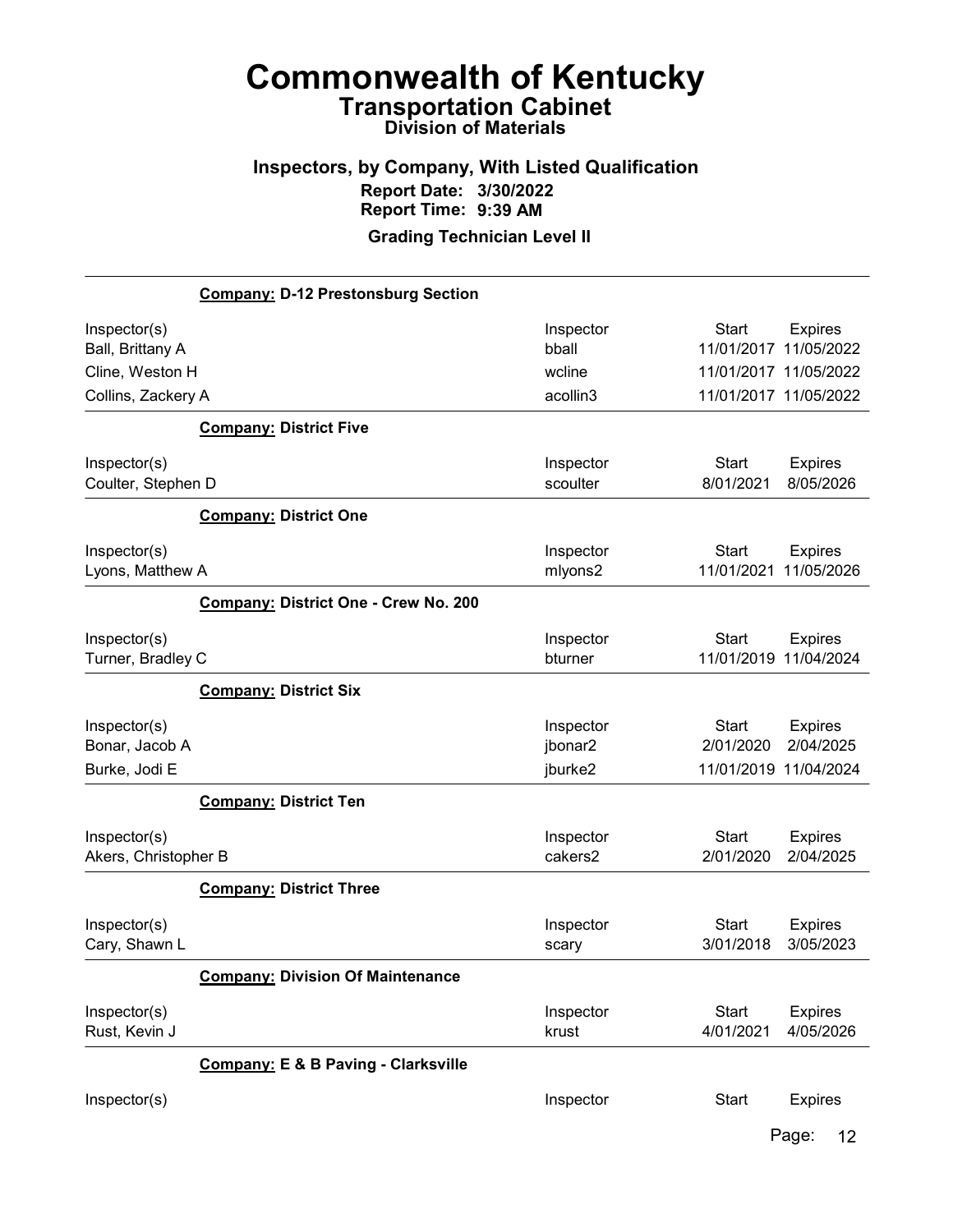# Commonwealth of Kentucky
## Transportation Cabinet
### Division of Materials

### Inspectors, by Company, With Listed Qualification
**Report Date: 3/30/2022**
**Report Time: 9:39 AM**

**Grading Technician Level II**

**Company: D-12 Prestonsburg Section**

| Inspector(s) | Inspector | Start | Expires |
|---|---|---|---|
| Ball, Brittany A | bball | 11/01/2017 | 11/05/2022 |
| Cline, Weston H | wcline | 11/01/2017 | 11/05/2022 |
| Collins, Zackery A | acollin3 | 11/01/2017 | 11/05/2022 |

**Company: District Five**

| Inspector(s) | Inspector | Start | Expires |
|---|---|---|---|
| Coulter, Stephen D | scoulter | 8/01/2021 | 8/05/2026 |

**Company: District One**

| Inspector(s) | Inspector | Start | Expires |
|---|---|---|---|
| Lyons, Matthew A | mlyons2 | 11/01/2021 | 11/05/2026 |

**Company: District One - Crew No. 200**

| Inspector(s) | Inspector | Start | Expires |
|---|---|---|---|
| Turner, Bradley C | bturner | 11/01/2019 | 11/04/2024 |

**Company: District Six**

| Inspector(s) | Inspector | Start | Expires |
|---|---|---|---|
| Bonar, Jacob A | jbonar2 | 2/01/2020 | 2/04/2025 |
| Burke, Jodi E | jburke2 | 11/01/2019 | 11/04/2024 |

**Company: District Ten**

| Inspector(s) | Inspector | Start | Expires |
|---|---|---|---|
| Akers, Christopher B | cakers2 | 2/01/2020 | 2/04/2025 |

**Company: District Three**

| Inspector(s) | Inspector | Start | Expires |
|---|---|---|---|
| Cary, Shawn L | scary | 3/01/2018 | 3/05/2023 |

**Company: Division Of Maintenance**

| Inspector(s) | Inspector | Start | Expires |
|---|---|---|---|
| Rust, Kevin J | krust | 4/01/2021 | 4/05/2026 |

**Company: E & B Paving - Clarksville**

| Inspector(s) | Inspector | Start | Expires |
|---|---|---|---|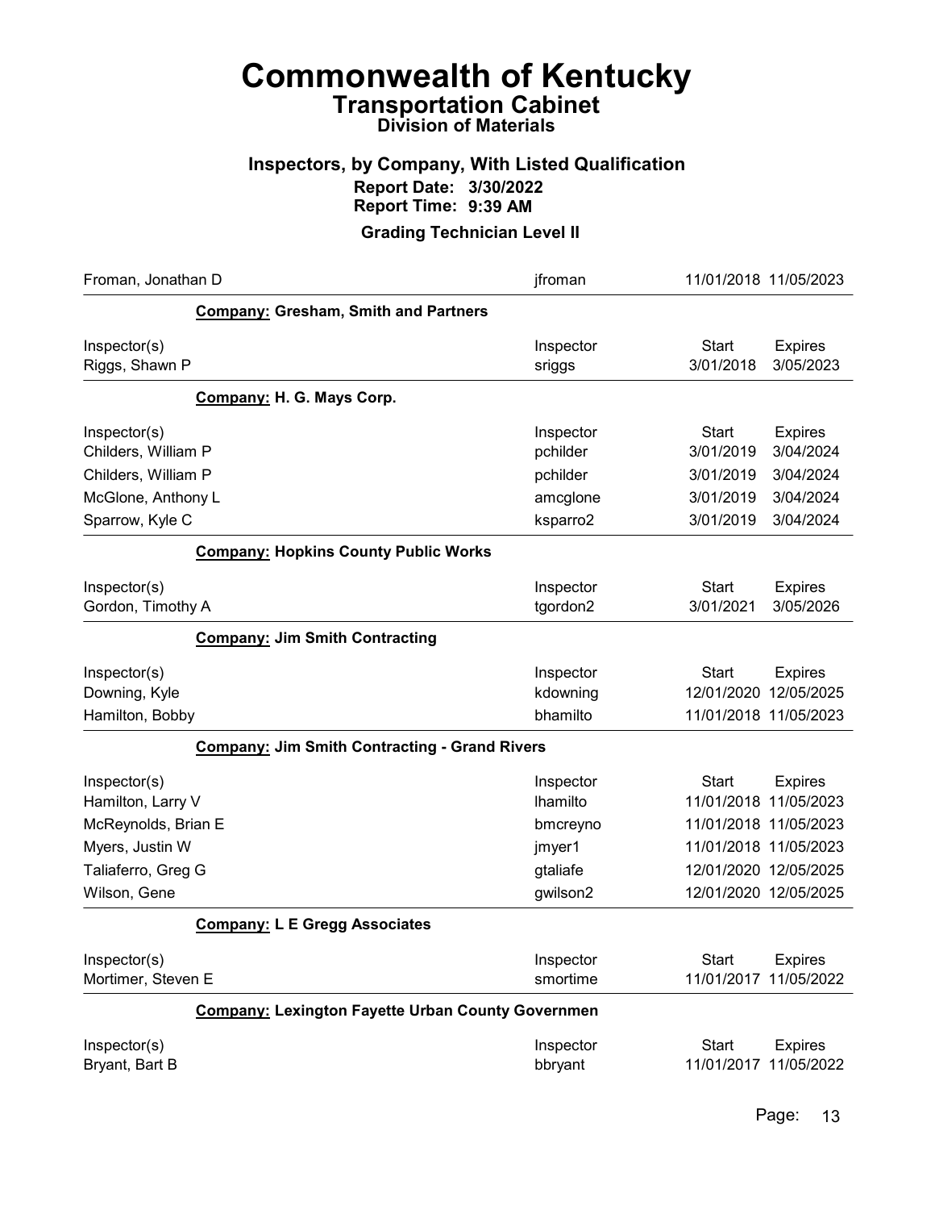# Commonwealth of Kentucky
## Transportation Cabinet
### Division of Materials

### Inspectors, by Company, With Listed Qualification
**Report Date: 3/30/2022**
**Report Time: 9:39 AM**

### Grading Technician Level II

| Froman, Jonathan D | jfroman | 11/01/2018 | 11/05/2023 |
|---|---|---|---|

**Company: Gresham, Smith and Partners**

| Inspector(s) | Inspector | Start | Expires |
|---|---|---|---|
| Riggs, Shawn P | sriggs | 3/01/2018 | 3/05/2023 |

**Company: H. G. Mays Corp.**

| Inspector(s) | Inspector | Start | Expires |
|---|---|---|---|
| Childers, William P | pchilder | 3/01/2019 | 3/04/2024 |
| Childers, William P | pchilder | 3/01/2019 | 3/04/2024 |
| McGlone, Anthony L | amcglone | 3/01/2019 | 3/04/2024 |
| Sparrow, Kyle C | ksparro2 | 3/01/2019 | 3/04/2024 |

**Company: Hopkins County Public Works**

| Inspector(s) | Inspector | Start | Expires |
|---|---|---|---|
| Gordon, Timothy A | tgordon2 | 3/01/2021 | 3/05/2026 |

**Company: Jim Smith Contracting**

| Inspector(s) | Inspector | Start | Expires |
|---|---|---|---|
| Downing, Kyle | kdowning | 12/01/2020 | 12/05/2025 |
| Hamilton, Bobby | bhamilto | 11/01/2018 | 11/05/2023 |

**Company: Jim Smith Contracting - Grand Rivers**

| Inspector(s) | Inspector | Start | Expires |
|---|---|---|---|
| Hamilton, Larry V | lhamilto | 11/01/2018 | 11/05/2023 |
| McReynolds, Brian E | bmcreyno | 11/01/2018 | 11/05/2023 |
| Myers, Justin W | jmyer1 | 11/01/2018 | 11/05/2023 |
| Taliaferro, Greg G | gtaliafe | 12/01/2020 | 12/05/2025 |
| Wilson, Gene | gwilson2 | 12/01/2020 | 12/05/2025 |

**Company: L E Gregg Associates**

| Inspector(s) | Inspector | Start | Expires |
|---|---|---|---|
| Mortimer, Steven E | smortime | 11/01/2017 | 11/05/2022 |

**Company: Lexington Fayette Urban County Governmen**

| Inspector(s) | Inspector | Start | Expires |
|---|---|---|---|
| Bryant, Bart B | bbryant | 11/01/2017 | 11/05/2022 |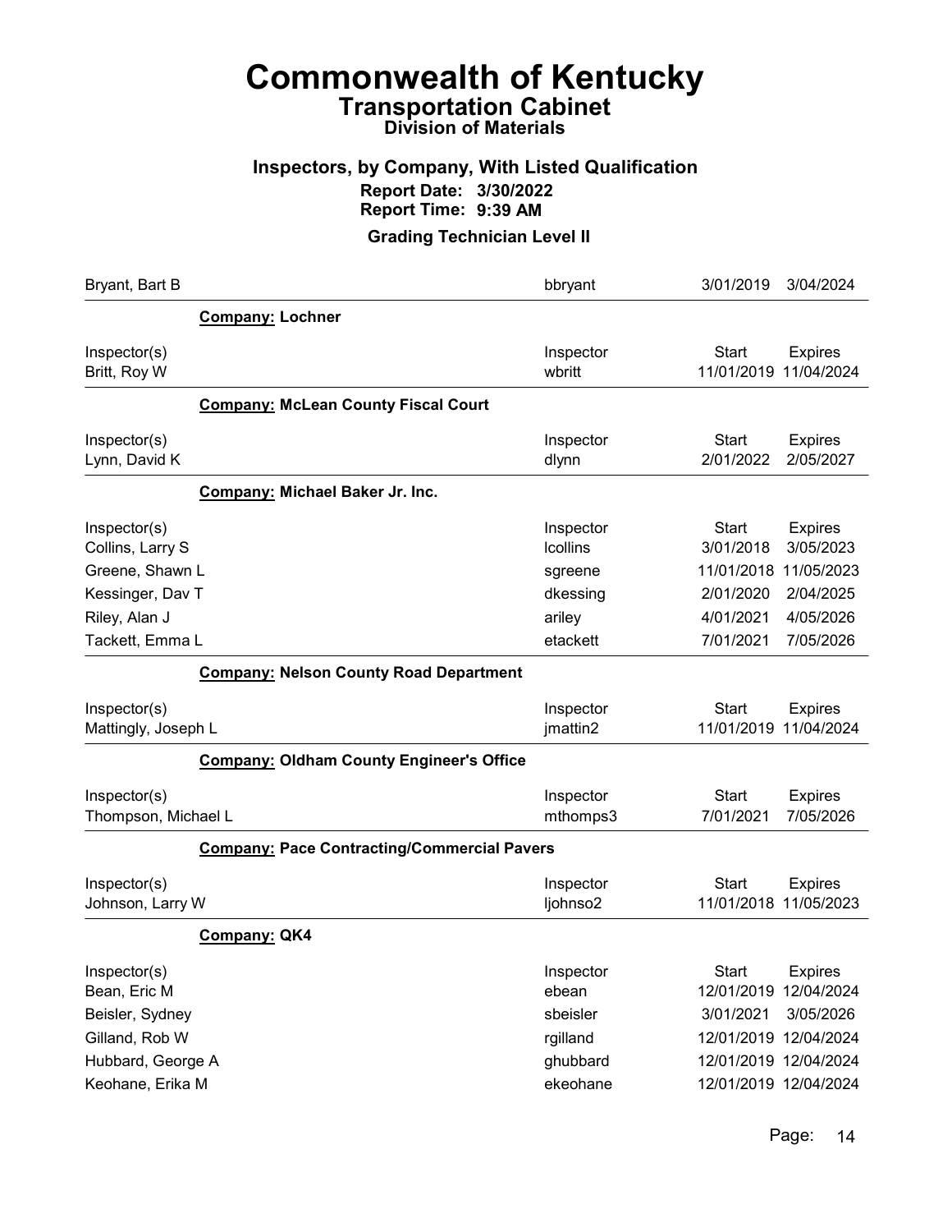# Commonwealth of Kentucky
## Transportation Cabinet
### Division of Materials

### Inspectors, by Company, With Listed Qualification
**Report Date: 3/30/2022**
**Report Time: 9:39 AM**

### Grading Technician Level II

| | | | |
|---|---|---|---|
| Bryant, Bart B | bbryant | 3/01/2019 | 3/04/2024 |

**Company: Lochner**

| Inspector(s) | Inspector | Start | Expires |
|---|---|---|---|
| Britt, Roy W | wbritt | 11/01/2019 | 11/04/2024 |

**Company: McLean County Fiscal Court**

| Inspector(s) | Inspector | Start | Expires |
|---|---|---|---|
| Lynn, David K | dlynn | 2/01/2022 | 2/05/2027 |

**Company: Michael Baker Jr. Inc.**

| Inspector(s) | Inspector | Start | Expires |
|---|---|---|---|
| Collins, Larry S | lcollins | 3/01/2018 | 3/05/2023 |
| Greene, Shawn L | sgreene | 11/01/2018 | 11/05/2023 |
| Kessinger, Dav T | dkessing | 2/01/2020 | 2/04/2025 |
| Riley, Alan J | ariley | 4/01/2021 | 4/05/2026 |
| Tackett, Emma L | etackett | 7/01/2021 | 7/05/2026 |

**Company: Nelson County Road Department**

| Inspector(s) | Inspector | Start | Expires |
|---|---|---|---|
| Mattingly, Joseph L | jmattin2 | 11/01/2019 | 11/04/2024 |

**Company: Oldham County Engineer's Office**

| Inspector(s) | Inspector | Start | Expires |
|---|---|---|---|
| Thompson, Michael L | mthomps3 | 7/01/2021 | 7/05/2026 |

**Company: Pace Contracting/Commercial Pavers**

| Inspector(s) | Inspector | Start | Expires |
|---|---|---|---|
| Johnson, Larry W | ljohnso2 | 11/01/2018 | 11/05/2023 |

**Company: QK4**

| Inspector(s) | Inspector | Start | Expires |
|---|---|---|---|
| Bean, Eric M | ebean | 12/01/2019 | 12/04/2024 |
| Beisler, Sydney | sbeisler | 3/01/2021 | 3/05/2026 |
| Gilland, Rob W | rgilland | 12/01/2019 | 12/04/2024 |
| Hubbard, George A | ghubbard | 12/01/2019 | 12/04/2024 |
| Keohane, Erika M | ekeohane | 12/01/2019 | 12/04/2024 |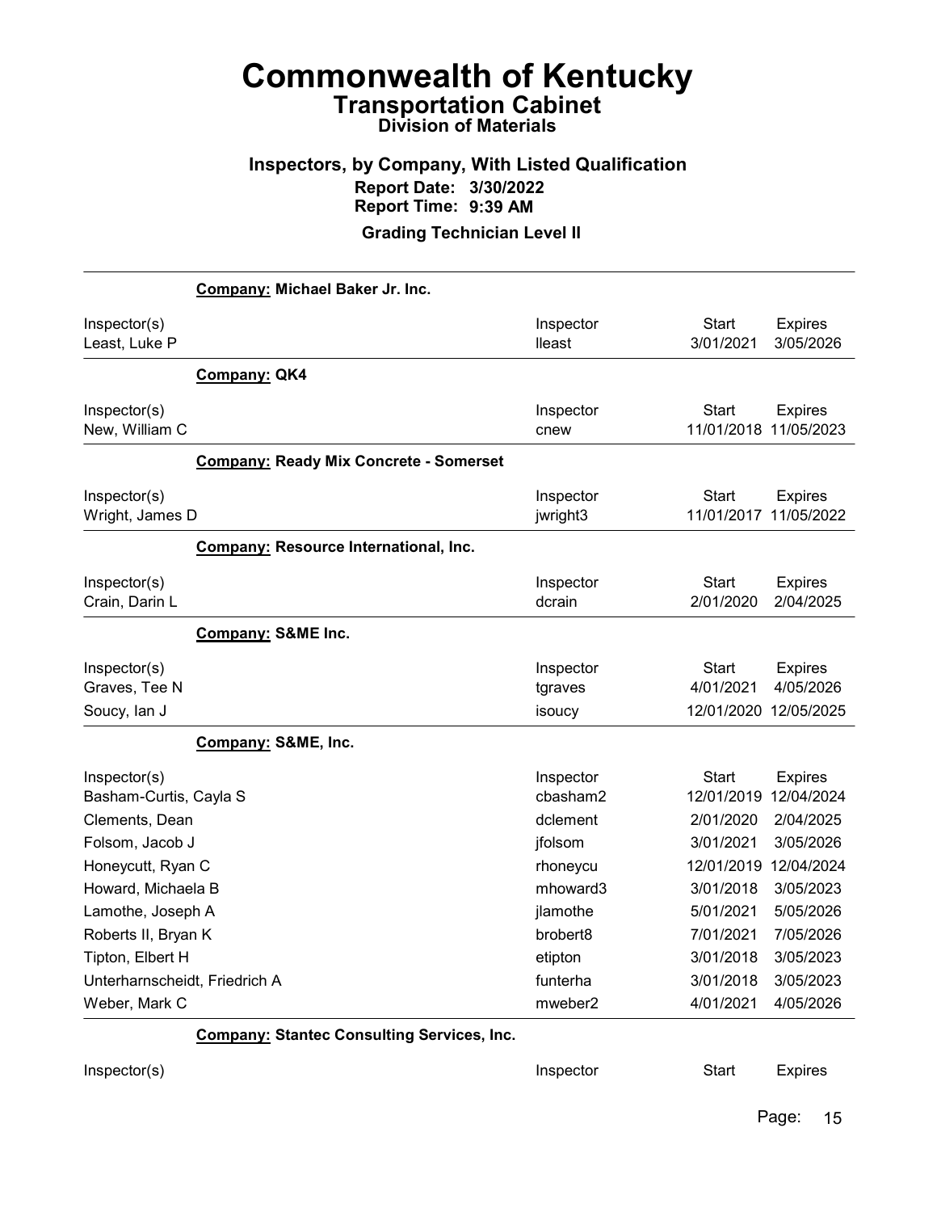# Commonwealth of Kentucky
## Transportation Cabinet
### Division of Materials

### Inspectors, by Company, With Listed Qualification

**Report Date: 3/30/2022**
**Report Time: 9:39 AM**

**Grading Technician Level II**

**Company: Michael Baker Jr. Inc.**

| Inspector(s) | Inspector | Start | Expires |
|---|---|---|---|
| Least, Luke P | lleast | 3/01/2021 | 3/05/2026 |

**Company: QK4**

| Inspector(s) | Inspector | Start | Expires |
|---|---|---|---|
| New, William C | cnew | 11/01/2018 | 11/05/2023 |

**Company: Ready Mix Concrete - Somerset**

| Inspector(s) | Inspector | Start | Expires |
|---|---|---|---|
| Wright, James D | jwright3 | 11/01/2017 | 11/05/2022 |

**Company: Resource International, Inc.**

| Inspector(s) | Inspector | Start | Expires |
|---|---|---|---|
| Crain, Darin L | dcrain | 2/01/2020 | 2/04/2025 |

**Company: S&ME Inc.**

| Inspector(s) | Inspector | Start | Expires |
|---|---|---|---|
| Graves, Tee N | tgraves | 4/01/2021 | 4/05/2026 |
| Soucy, Ian J | isoucy | 12/01/2020 | 12/05/2025 |

**Company: S&ME, Inc.**

| Inspector(s) | Inspector | Start | Expires |
|---|---|---|---|
| Basham-Curtis, Cayla S | cbasham2 | 12/01/2019 | 12/04/2024 |
| Clements, Dean | dclement | 2/01/2020 | 2/04/2025 |
| Folsom, Jacob J | jfolsom | 3/01/2021 | 3/05/2026 |
| Honeycutt, Ryan C | rhoneycu | 12/01/2019 | 12/04/2024 |
| Howard, Michaela B | mhoward3 | 3/01/2018 | 3/05/2023 |
| Lamothe, Joseph A | jlamothe | 5/01/2021 | 5/05/2026 |
| Roberts II, Bryan K | brobert8 | 7/01/2021 | 7/05/2026 |
| Tipton, Elbert H | etipton | 3/01/2018 | 3/05/2023 |
| Unterharnscheidt, Friedrich A | funterha | 3/01/2018 | 3/05/2023 |
| Weber, Mark C | mweber2 | 4/01/2021 | 4/05/2026 |

**Company: Stantec Consulting Services, Inc.**

| Inspector(s) | Inspector | Start | Expires |
|---|---|---|---|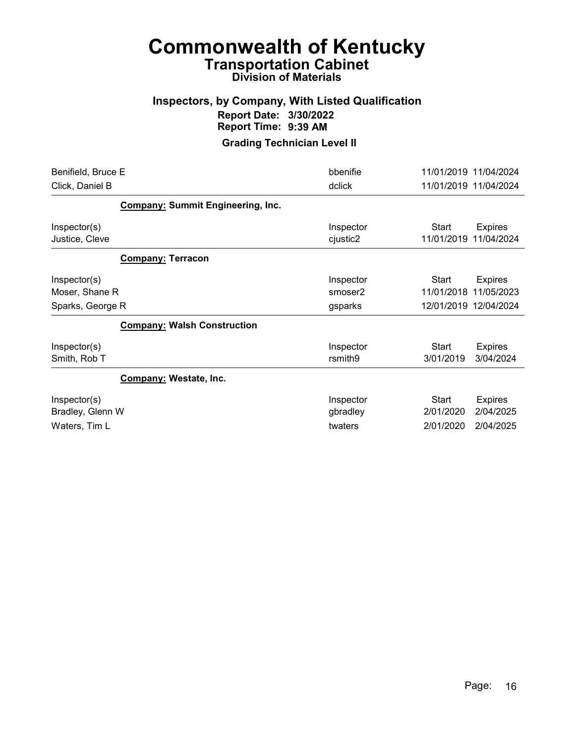# Commonwealth of Kentucky
## Transportation Cabinet
### Division of Materials

### Inspectors, by Company, With Listed Qualification
**Report Date: 3/30/2022**
**Report Time: 9:39 AM**

### Grading Technician Level II

| | | | |
|---|---|---|---|
| Benifield, Bruce E | bbenifie | 11/01/2019 | 11/04/2024 |
| Click, Daniel B | dclick | 11/01/2019 | 11/04/2024 |

**Company: Summit Engineering, Inc.**

| Inspector(s) | Inspector | Start | Expires |
|---|---|---|---|
| Justice, Cleve | cjustic2 | 11/01/2019 | 11/04/2024 |

**Company: Terracon**

| Inspector(s) | Inspector | Start | Expires |
|---|---|---|---|
| Moser, Shane R | smoser2 | 11/01/2018 | 11/05/2023 |
| Sparks, George R | gsparks | 12/01/2019 | 12/04/2024 |

**Company: Walsh Construction**

| Inspector(s) | Inspector | Start | Expires |
|---|---|---|---|
| Smith, Rob T | rsmith9 | 3/01/2019 | 3/04/2024 |

**Company: Westate, Inc.**

| Inspector(s) | Inspector | Start | Expires |
|---|---|---|---|
| Bradley, Glenn W | gbradley | 2/01/2020 | 2/04/2025 |
| Waters, Tim L | twaters | 2/01/2020 | 2/04/2025 |